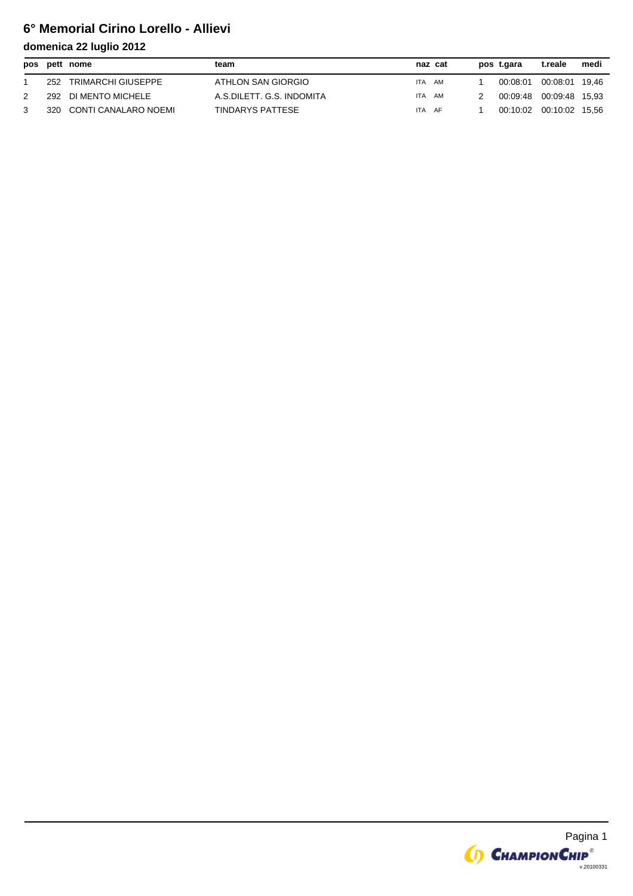# 6° Memorial Cirino Lorello - Allievi

## domenica 22 luglio 2012

| pos | pett | nome | team | naz | cat | pos | t.gara | t.reale | medi |
|---|---|---|---|---|---|---|---|---|---|
| 1 | 252 | TRIMARCHI GIUSEPPE | ATHLON SAN GIORGIO | ITA | AM | 1 | 00:08:01 | 00:08:01 | 19,46 |
| 2 | 292 | DI MENTO MICHELE | A.S.DILETT. G.S. INDOMITA | ITA | AM | 2 | 00:09:48 | 00:09:48 | 15,93 |
| 3 | 320 | CONTI CANALARO NOEMI | TINDARYS PATTESE | ITA | AF | 1 | 00:10:02 | 00:10:02 | 15,56 |

ChampionChip® v.20100331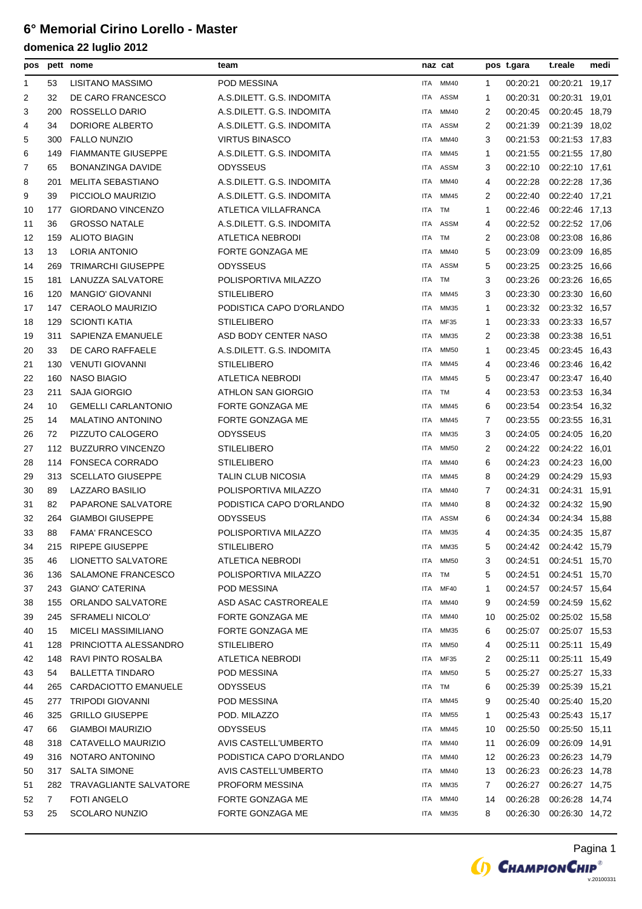# 6° Memorial Cirino Lorello - Master

## domenica 22 luglio 2012

| pos | pett | nome | team | naz | cat | pos | t.gara | t.reale | medi |
|---|---|---|---|---|---|---|---|---|---|
| 1 | 53 | LISITANO MASSIMO | POD MESSINA | ITA | MM40 | 1 | 00:20:21 | 00:20:21 | 19,17 |
| 2 | 32 | DE CARO FRANCESCO | A.S.DILETT. G.S. INDOMITA | ITA | ASSM | 1 | 00:20:31 | 00:20:31 | 19,01 |
| 3 | 200 | ROSSELLO DARIO | A.S.DILETT. G.S. INDOMITA | ITA | MM40 | 2 | 00:20:45 | 00:20:45 | 18,79 |
| 4 | 34 | DORIORE ALBERTO | A.S.DILETT. G.S. INDOMITA | ITA | ASSM | 2 | 00:21:39 | 00:21:39 | 18,02 |
| 5 | 300 | FALLO NUNZIO | VIRTUS BINASCO | ITA | MM40 | 3 | 00:21:53 | 00:21:53 | 17,83 |
| 6 | 149 | FIAMMANTE GIUSEPPE | A.S.DILETT. G.S. INDOMITA | ITA | MM45 | 1 | 00:21:55 | 00:21:55 | 17,80 |
| 7 | 65 | BONANZINGA DAVIDE | ODYSSEUS | ITA | ASSM | 3 | 00:22:10 | 00:22:10 | 17,61 |
| 8 | 201 | MELITA SEBASTIANO | A.S.DILETT. G.S. INDOMITA | ITA | MM40 | 4 | 00:22:28 | 00:22:28 | 17,36 |
| 9 | 39 | PICCIOLO MAURIZIO | A.S.DILETT. G.S. INDOMITA | ITA | MM45 | 2 | 00:22:40 | 00:22:40 | 17,21 |
| 10 | 177 | GIORDANO VINCENZO | ATLETICA VILLAFRANCA | ITA | TM | 1 | 00:22:46 | 00:22:46 | 17,13 |
| 11 | 36 | GROSSO NATALE | A.S.DILETT. G.S. INDOMITA | ITA | ASSM | 4 | 00:22:52 | 00:22:52 | 17,06 |
| 12 | 159 | ALIOTO BIAGIN | ATLETICA NEBRODI | ITA | TM | 2 | 00:23:08 | 00:23:08 | 16,86 |
| 13 | 13 | LORIA ANTONIO | FORTE GONZAGA ME | ITA | MM40 | 5 | 00:23:09 | 00:23:09 | 16,85 |
| 14 | 269 | TRIMARCHI GIUSEPPE | ODYSSEUS | ITA | ASSM | 5 | 00:23:25 | 00:23:25 | 16,66 |
| 15 | 181 | LANUZZA SALVATORE | POLISPORTIVA MILAZZO | ITA | TM | 3 | 00:23:26 | 00:23:26 | 16,65 |
| 16 | 120 | MANGIO' GIOVANNI | STILELIBERO | ITA | MM45 | 3 | 00:23:30 | 00:23:30 | 16,60 |
| 17 | 147 | CERAOLO MAURIZIO | PODISTICA CAPO D'ORLANDO | ITA | MM35 | 1 | 00:23:32 | 00:23:32 | 16,57 |
| 18 | 129 | SCIONTI KATIA | STILELIBERO | ITA | MF35 | 1 | 00:23:33 | 00:23:33 | 16,57 |
| 19 | 311 | SAPIENZA EMANUELE | ASD BODY CENTER NASO | ITA | MM35 | 2 | 00:23:38 | 00:23:38 | 16,51 |
| 20 | 33 | DE CARO RAFFAELE | A.S.DILETT. G.S. INDOMITA | ITA | MM50 | 1 | 00:23:45 | 00:23:45 | 16,43 |
| 21 | 130 | VENUTI GIOVANNI | STILELIBERO | ITA | MM45 | 4 | 00:23:46 | 00:23:46 | 16,42 |
| 22 | 160 | NASO BIAGIO | ATLETICA NEBRODI | ITA | MM45 | 5 | 00:23:47 | 00:23:47 | 16,40 |
| 23 | 211 | SAJA GIORGIO | ATHLON SAN GIORGIO | ITA | TM | 4 | 00:23:53 | 00:23:53 | 16,34 |
| 24 | 10 | GEMELLI CARLANTONIO | FORTE GONZAGA ME | ITA | MM45 | 6 | 00:23:54 | 00:23:54 | 16,32 |
| 25 | 14 | MALATINO ANTONINO | FORTE GONZAGA ME | ITA | MM45 | 7 | 00:23:55 | 00:23:55 | 16,31 |
| 26 | 72 | PIZZUTO CALOGERO | ODYSSEUS | ITA | MM35 | 3 | 00:24:05 | 00:24:05 | 16,20 |
| 27 | 112 | BUZZURRO VINCENZO | STILELIBERO | ITA | MM50 | 2 | 00:24:22 | 00:24:22 | 16,01 |
| 28 | 114 | FONSECA CORRADO | STILELIBERO | ITA | MM40 | 6 | 00:24:23 | 00:24:23 | 16,00 |
| 29 | 313 | SCELLATO GIUSEPPE | TALIN CLUB NICOSIA | ITA | MM45 | 8 | 00:24:29 | 00:24:29 | 15,93 |
| 30 | 89 | LAZZARO BASILIO | POLISPORTIVA MILAZZO | ITA | MM40 | 7 | 00:24:31 | 00:24:31 | 15,91 |
| 31 | 82 | PAPARONE SALVATORE | PODISTICA CAPO D'ORLANDO | ITA | MM40 | 8 | 00:24:32 | 00:24:32 | 15,90 |
| 32 | 264 | GIAMBOI GIUSEPPE | ODYSSEUS | ITA | ASSM | 6 | 00:24:34 | 00:24:34 | 15,88 |
| 33 | 88 | FAMA' FRANCESCO | POLISPORTIVA MILAZZO | ITA | MM35 | 4 | 00:24:35 | 00:24:35 | 15,87 |
| 34 | 215 | RIPEPE GIUSEPPE | STILELIBERO | ITA | MM35 | 5 | 00:24:42 | 00:24:42 | 15,79 |
| 35 | 46 | LIONETTO SALVATORE | ATLETICA NEBRODI | ITA | MM50 | 3 | 00:24:51 | 00:24:51 | 15,70 |
| 36 | 136 | SALAMONE FRANCESCO | POLISPORTIVA MILAZZO | ITA | TM | 5 | 00:24:51 | 00:24:51 | 15,70 |
| 37 | 243 | GIANO' CATERINA | POD MESSINA | ITA | MF40 | 1 | 00:24:57 | 00:24:57 | 15,64 |
| 38 | 155 | ORLANDO SALVATORE | ASD ASAC CASTROREALE | ITA | MM40 | 9 | 00:24:59 | 00:24:59 | 15,62 |
| 39 | 245 | SFRAMELI NICOLO' | FORTE GONZAGA ME | ITA | MM40 | 10 | 00:25:02 | 00:25:02 | 15,58 |
| 40 | 15 | MICELI MASSIMILIANO | FORTE GONZAGA ME | ITA | MM35 | 6 | 00:25:07 | 00:25:07 | 15,53 |
| 41 | 128 | PRINCIOTTA ALESSANDRO | STILELIBERO | ITA | MM50 | 4 | 00:25:11 | 00:25:11 | 15,49 |
| 42 | 148 | RAVI PINTO ROSALBA | ATLETICA NEBRODI | ITA | MF35 | 2 | 00:25:11 | 00:25:11 | 15,49 |
| 43 | 54 | BALLETTA TINDARO | POD MESSINA | ITA | MM50 | 5 | 00:25:27 | 00:25:27 | 15,33 |
| 44 | 265 | CARDACIOTTO EMANUELE | ODYSSEUS | ITA | TM | 6 | 00:25:39 | 00:25:39 | 15,21 |
| 45 | 277 | TRIPODI GIOVANNI | POD MESSINA | ITA | MM45 | 9 | 00:25:40 | 00:25:40 | 15,20 |
| 46 | 325 | GRILLO GIUSEPPE | POD. MILAZZO | ITA | MM55 | 1 | 00:25:43 | 00:25:43 | 15,17 |
| 47 | 66 | GIAMBOI MAURIZIO | ODYSSEUS | ITA | MM45 | 10 | 00:25:50 | 00:25:50 | 15,11 |
| 48 | 318 | CATAVELLO MAURIZIO | AVIS CASTELL'UMBERTO | ITA | MM40 | 11 | 00:26:09 | 00:26:09 | 14,91 |
| 49 | 316 | NOTARO ANTONINO | PODISTICA CAPO D'ORLANDO | ITA | MM40 | 12 | 00:26:23 | 00:26:23 | 14,79 |
| 50 | 317 | SALTA SIMONE | AVIS CASTELL'UMBERTO | ITA | MM40 | 13 | 00:26:23 | 00:26:23 | 14,78 |
| 51 | 282 | TRAVAGLIANTE SALVATORE | PROFORM MESSINA | ITA | MM35 | 7 | 00:26:27 | 00:26:27 | 14,75 |
| 52 | 7 | FOTI ANGELO | FORTE GONZAGA ME | ITA | MM40 | 14 | 00:26:28 | 00:26:28 | 14,74 |
| 53 | 25 | SCOLARO NUNZIO | FORTE GONZAGA ME | ITA | MM35 | 8 | 00:26:30 | 00:26:30 | 14,72 |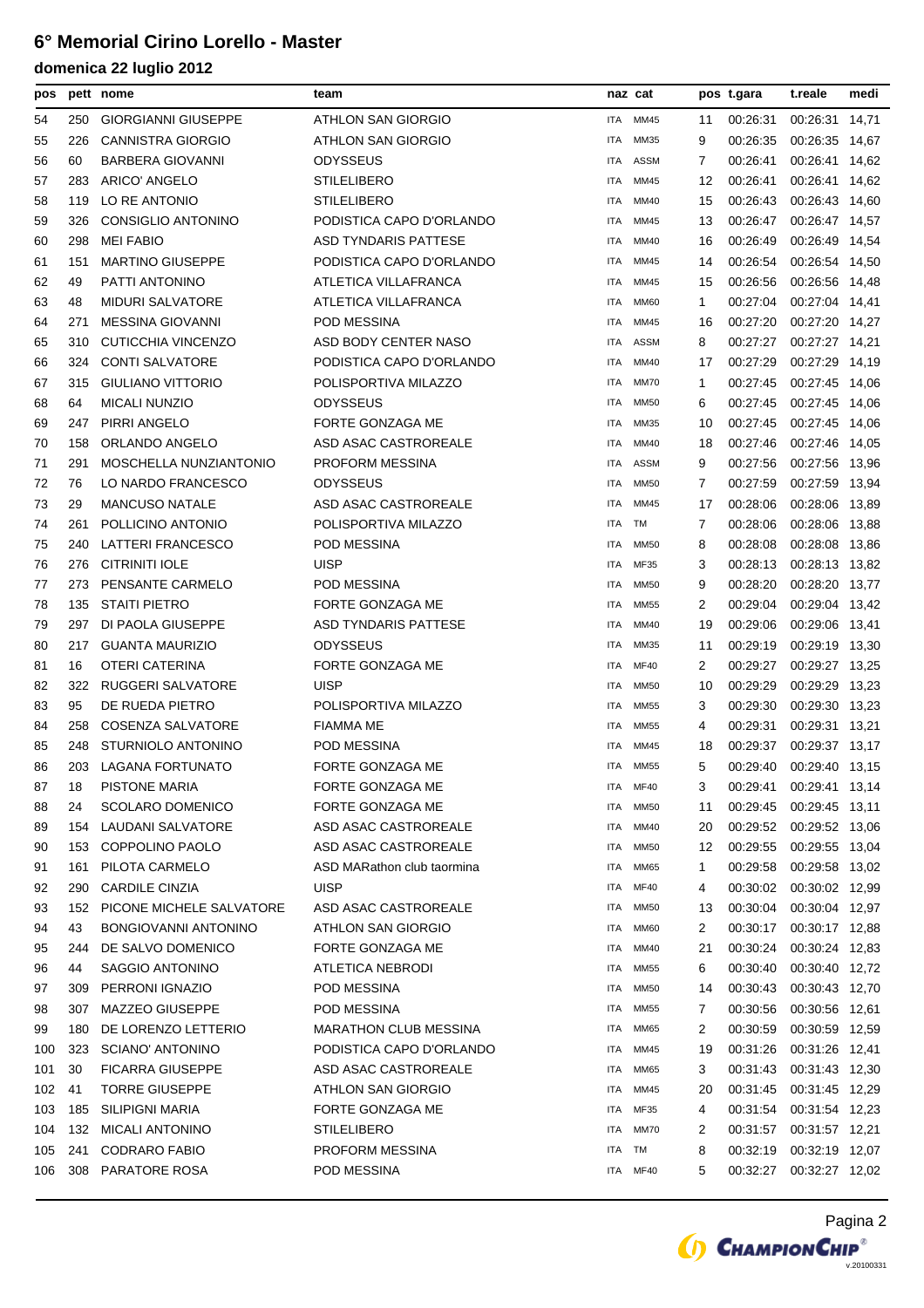# 6° Memorial Cirino Lorello - Master

## domenica 22 luglio 2012

| pos | pett | nome | team | naz | cat | pos | t.gara | t.reale | medi |
|---|---|---|---|---|---|---|---|---|---|
| 54 | 250 | GIORGIANNI GIUSEPPE | ATHLON SAN GIORGIO | ITA | MM45 | 11 | 00:26:31 | 00:26:31 | 14,71 |
| 55 | 226 | CANNISTRA GIORGIO | ATHLON SAN GIORGIO | ITA | MM35 | 9 | 00:26:35 | 00:26:35 | 14,67 |
| 56 | 60 | BARBERA GIOVANNI | ODYSSEUS | ITA | ASSM | 7 | 00:26:41 | 00:26:41 | 14,62 |
| 57 | 283 | ARICO' ANGELO | STILELIBERO | ITA | MM45 | 12 | 00:26:41 | 00:26:41 | 14,62 |
| 58 | 119 | LO RE ANTONIO | STILELIBERO | ITA | MM40 | 15 | 00:26:43 | 00:26:43 | 14,60 |
| 59 | 326 | CONSIGLIO ANTONINO | PODISTICA CAPO D'ORLANDO | ITA | MM45 | 13 | 00:26:47 | 00:26:47 | 14,57 |
| 60 | 298 | MEI FABIO | ASD TYNDARIS PATTESE | ITA | MM40 | 16 | 00:26:49 | 00:26:49 | 14,54 |
| 61 | 151 | MARTINO GIUSEPPE | PODISTICA CAPO D'ORLANDO | ITA | MM45 | 14 | 00:26:54 | 00:26:54 | 14,50 |
| 62 | 49 | PATTI ANTONINO | ATLETICA VILLAFRANCA | ITA | MM45 | 15 | 00:26:56 | 00:26:56 | 14,48 |
| 63 | 48 | MIDURI SALVATORE | ATLETICA VILLAFRANCA | ITA | MM60 | 1 | 00:27:04 | 00:27:04 | 14,41 |
| 64 | 271 | MESSINA GIOVANNI | POD MESSINA | ITA | MM45 | 16 | 00:27:20 | 00:27:20 | 14,27 |
| 65 | 310 | CUTICCHIA VINCENZO | ASD BODY CENTER NASO | ITA | ASSM | 8 | 00:27:27 | 00:27:27 | 14,21 |
| 66 | 324 | CONTI SALVATORE | PODISTICA CAPO D'ORLANDO | ITA | MM40 | 17 | 00:27:29 | 00:27:29 | 14,19 |
| 67 | 315 | GIULIANO VITTORIO | POLISPORTIVA MILAZZO | ITA | MM70 | 1 | 00:27:45 | 00:27:45 | 14,06 |
| 68 | 64 | MICALI NUNZIO | ODYSSEUS | ITA | MM50 | 6 | 00:27:45 | 00:27:45 | 14,06 |
| 69 | 247 | PIRRI ANGELO | FORTE GONZAGA ME | ITA | MM35 | 10 | 00:27:45 | 00:27:45 | 14,06 |
| 70 | 158 | ORLANDO ANGELO | ASD ASAC CASTROREALE | ITA | MM40 | 18 | 00:27:46 | 00:27:46 | 14,05 |
| 71 | 291 | MOSCHELLA NUNZIANTONIO | PROFORM MESSINA | ITA | ASSM | 9 | 00:27:56 | 00:27:56 | 13,96 |
| 72 | 76 | LO NARDO FRANCESCO | ODYSSEUS | ITA | MM50 | 7 | 00:27:59 | 00:27:59 | 13,94 |
| 73 | 29 | MANCUSO NATALE | ASD ASAC CASTROREALE | ITA | MM45 | 17 | 00:28:06 | 00:28:06 | 13,89 |
| 74 | 261 | POLLICINO ANTONIO | POLISPORTIVA MILAZZO | ITA | TM | 7 | 00:28:06 | 00:28:06 | 13,88 |
| 75 | 240 | LATTERI FRANCESCO | POD MESSINA | ITA | MM50 | 8 | 00:28:08 | 00:28:08 | 13,86 |
| 76 | 276 | CITRINITI IOLE | UISP | ITA | MF35 | 3 | 00:28:13 | 00:28:13 | 13,82 |
| 77 | 273 | PENSANTE CARMELO | POD MESSINA | ITA | MM50 | 9 | 00:28:20 | 00:28:20 | 13,77 |
| 78 | 135 | STAITI PIETRO | FORTE GONZAGA ME | ITA | MM55 | 2 | 00:29:04 | 00:29:04 | 13,42 |
| 79 | 297 | DI PAOLA GIUSEPPE | ASD TYNDARIS PATTESE | ITA | MM40 | 19 | 00:29:06 | 00:29:06 | 13,41 |
| 80 | 217 | GUANTA MAURIZIO | ODYSSEUS | ITA | MM35 | 11 | 00:29:19 | 00:29:19 | 13,30 |
| 81 | 16 | OTERI CATERINA | FORTE GONZAGA ME | ITA | MF40 | 2 | 00:29:27 | 00:29:27 | 13,25 |
| 82 | 322 | RUGGERI SALVATORE | UISP | ITA | MM50 | 10 | 00:29:29 | 00:29:29 | 13,23 |
| 83 | 95 | DE RUEDA PIETRO | POLISPORTIVA MILAZZO | ITA | MM55 | 3 | 00:29:30 | 00:29:30 | 13,23 |
| 84 | 258 | COSENZA SALVATORE | FIAMMA ME | ITA | MM55 | 4 | 00:29:31 | 00:29:31 | 13,21 |
| 85 | 248 | STURNIOLO ANTONINO | POD MESSINA | ITA | MM45 | 18 | 00:29:37 | 00:29:37 | 13,17 |
| 86 | 203 | LAGANA FORTUNATO | FORTE GONZAGA ME | ITA | MM55 | 5 | 00:29:40 | 00:29:40 | 13,15 |
| 87 | 18 | PISTONE MARIA | FORTE GONZAGA ME | ITA | MF40 | 3 | 00:29:41 | 00:29:41 | 13,14 |
| 88 | 24 | SCOLARO DOMENICO | FORTE GONZAGA ME | ITA | MM50 | 11 | 00:29:45 | 00:29:45 | 13,11 |
| 89 | 154 | LAUDANI SALVATORE | ASD ASAC CASTROREALE | ITA | MM40 | 20 | 00:29:52 | 00:29:52 | 13,06 |
| 90 | 153 | COPPOLINO PAOLO | ASD ASAC CASTROREALE | ITA | MM50 | 12 | 00:29:55 | 00:29:55 | 13,04 |
| 91 | 161 | PILOTA CARMELO | ASD MARathon club taormina | ITA | MM65 | 1 | 00:29:58 | 00:29:58 | 13,02 |
| 92 | 290 | CARDILE CINZIA | UISP | ITA | MF40 | 4 | 00:30:02 | 00:30:02 | 12,99 |
| 93 | 152 | PICONE MICHELE SALVATORE | ASD ASAC CASTROREALE | ITA | MM50 | 13 | 00:30:04 | 00:30:04 | 12,97 |
| 94 | 43 | BONGIOVANNI ANTONINO | ATHLON SAN GIORGIO | ITA | MM60 | 2 | 00:30:17 | 00:30:17 | 12,88 |
| 95 | 244 | DE SALVO DOMENICO | FORTE GONZAGA ME | ITA | MM40 | 21 | 00:30:24 | 00:30:24 | 12,83 |
| 96 | 44 | SAGGIO ANTONINO | ATLETICA NEBRODI | ITA | MM55 | 6 | 00:30:40 | 00:30:40 | 12,72 |
| 97 | 309 | PERRONI IGNAZIO | POD MESSINA | ITA | MM50 | 14 | 00:30:43 | 00:30:43 | 12,70 |
| 98 | 307 | MAZZEO GIUSEPPE | POD MESSINA | ITA | MM55 | 7 | 00:30:56 | 00:30:56 | 12,61 |
| 99 | 180 | DE LORENZO LETTERIO | MARATHON CLUB MESSINA | ITA | MM65 | 2 | 00:30:59 | 00:30:59 | 12,59 |
| 100 | 323 | SCIANO' ANTONINO | PODISTICA CAPO D'ORLANDO | ITA | MM45 | 19 | 00:31:26 | 00:31:26 | 12,41 |
| 101 | 30 | FICARRA GIUSEPPE | ASD ASAC CASTROREALE | ITA | MM65 | 3 | 00:31:43 | 00:31:43 | 12,30 |
| 102 | 41 | TORRE GIUSEPPE | ATHLON SAN GIORGIO | ITA | MM45 | 20 | 00:31:45 | 00:31:45 | 12,29 |
| 103 | 185 | SILIPIGNI MARIA | FORTE GONZAGA ME | ITA | MF35 | 4 | 00:31:54 | 00:31:54 | 12,23 |
| 104 | 132 | MICALI ANTONINO | STILELIBERO | ITA | MM70 | 2 | 00:31:57 | 00:31:57 | 12,21 |
| 105 | 241 | CODRARO FABIO | PROFORM MESSINA | ITA | TM | 8 | 00:32:19 | 00:32:19 | 12,07 |
| 106 | 308 | PARATORE ROSA | POD MESSINA | ITA | MF40 | 5 | 00:32:27 | 00:32:27 | 12,02 |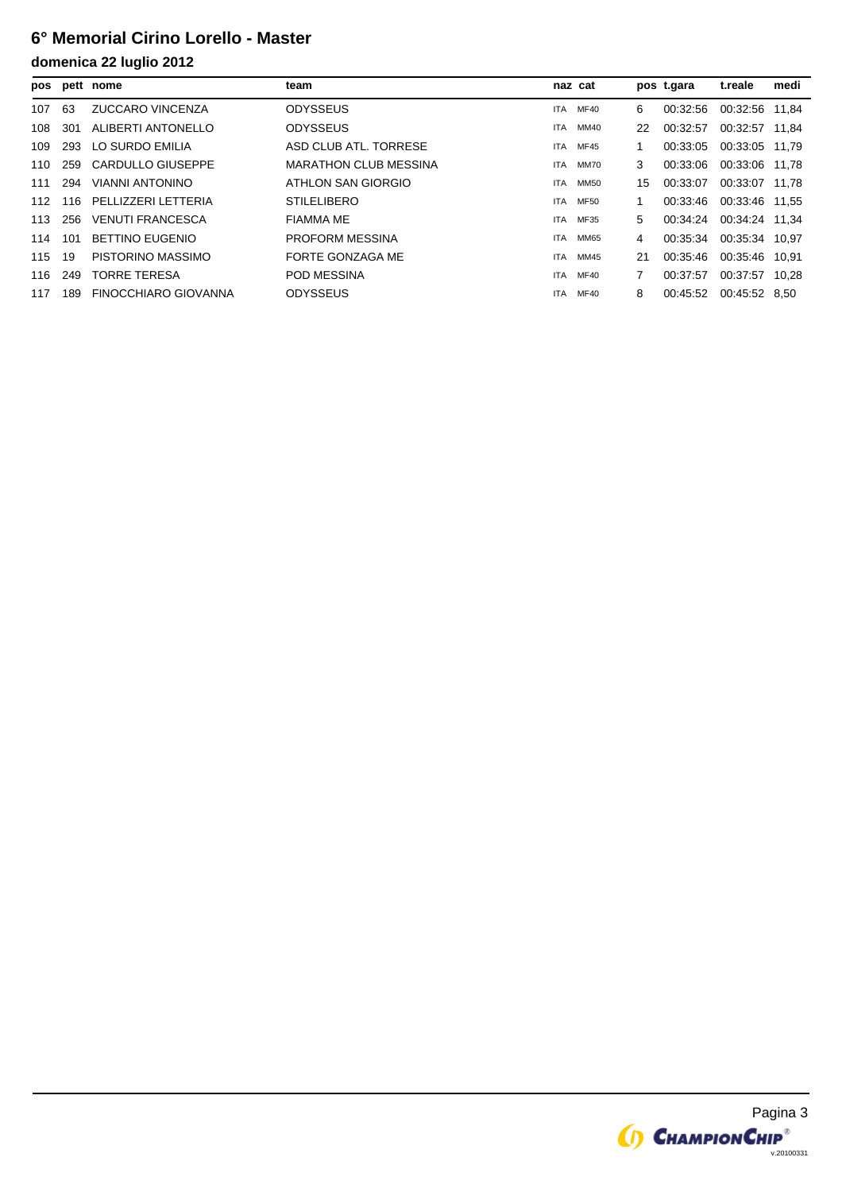# 6° Memorial Cirino Lorello - Master

## domenica 22 luglio 2012

| pos | pett | nome | team | naz | cat | pos | t.gara | t.reale | medi |
|---|---|---|---|---|---|---|---|---|---|
| 107 | 63 | ZUCCARO VINCENZA | ODYSSEUS | ITA | MF40 | 6 | 00:32:56 | 00:32:56 | 11,84 |
| 108 | 301 | ALIBERTI ANTONELLO | ODYSSEUS | ITA | MM40 | 22 | 00:32:57 | 00:32:57 | 11,84 |
| 109 | 293 | LO SURDO EMILIA | ASD CLUB ATL. TORRESE | ITA | MF45 | 1 | 00:33:05 | 00:33:05 | 11,79 |
| 110 | 259 | CARDULLO GIUSEPPE | MARATHON CLUB MESSINA | ITA | MM70 | 3 | 00:33:06 | 00:33:06 | 11,78 |
| 111 | 294 | VIANNI ANTONINO | ATHLON SAN GIORGIO | ITA | MM50 | 15 | 00:33:07 | 00:33:07 | 11,78 |
| 112 | 116 | PELLIZZERI LETTERIA | STILELIBERO | ITA | MF50 | 1 | 00:33:46 | 00:33:46 | 11,55 |
| 113 | 256 | VENUTI FRANCESCA | FIAMMA ME | ITA | MF35 | 5 | 00:34:24 | 00:34:24 | 11,34 |
| 114 | 101 | BETTINO EUGENIO | PROFORM MESSINA | ITA | MM65 | 4 | 00:35:34 | 00:35:34 | 10,97 |
| 115 | 19 | PISTORINO MASSIMO | FORTE GONZAGA ME | ITA | MM45 | 21 | 00:35:46 | 00:35:46 | 10,91 |
| 116 | 249 | TORRE TERESA | POD MESSINA | ITA | MF40 | 7 | 00:37:57 | 00:37:57 | 10,28 |
| 117 | 189 | FINOCCHIARO GIOVANNA | ODYSSEUS | ITA | MF40 | 8 | 00:45:52 | 00:45:52 | 8,50 |